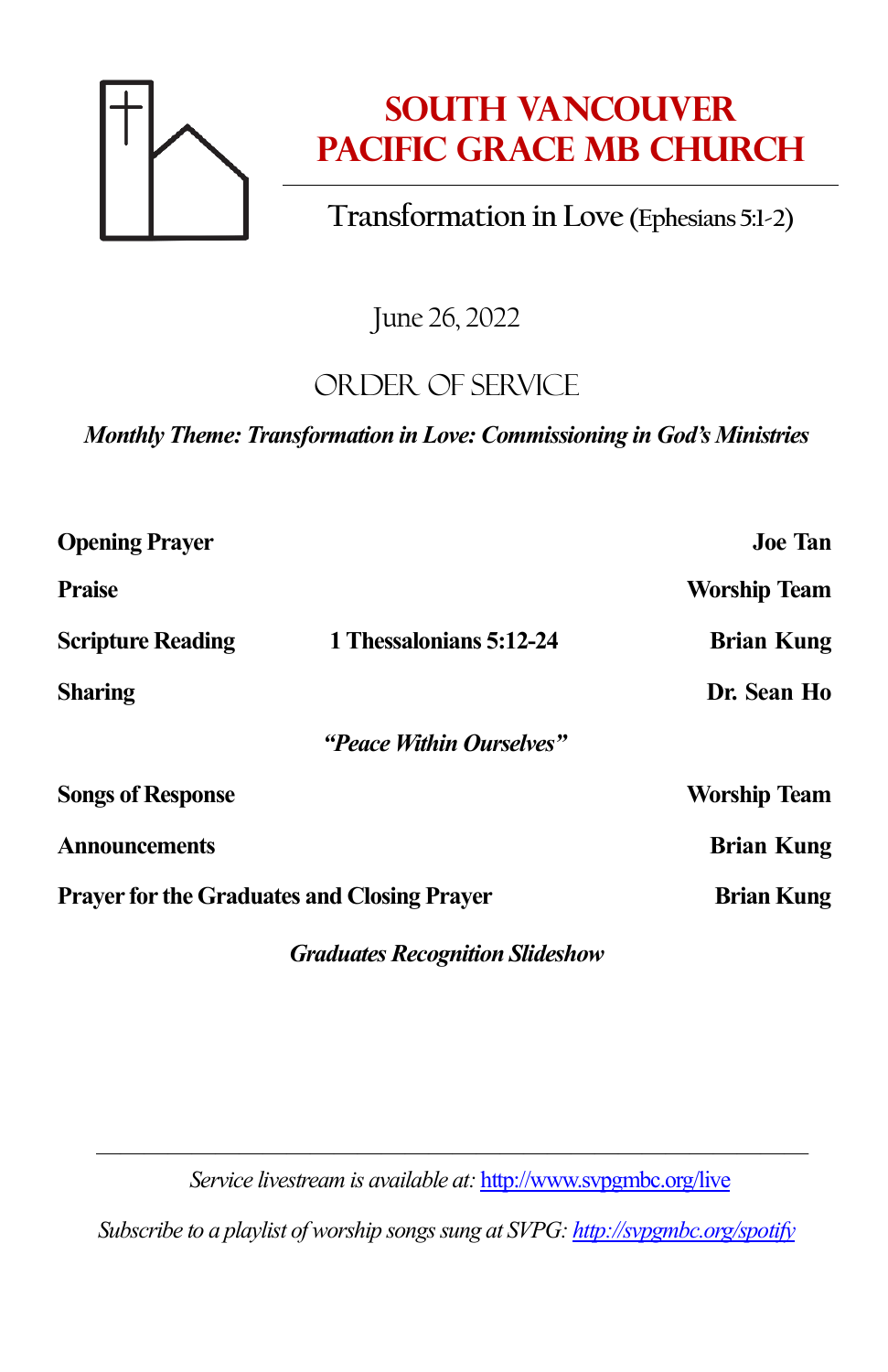# SOUTH VANCOUVER PACIFIC GRACE MB CHURCH

Transformation in Love (Ephesians 5:1-2)

June 26, 2022

## ORDER OF SERVICE

***Monthly Theme: Transformation in Love: Commissioning in God's Ministries***

| | | |
|---|---|---|
| **Opening Prayer** | | **Joe Tan** |
| **Praise** | | **Worship Team** |
| **Scripture Reading** | **1 Thessalonians 5:12-24** | **Brian Kung** |
| **Sharing** | | **Dr. Sean Ho** |
| | ***"Peace Within Ourselves"*** | |
| **Songs of Response** | | **Worship Team** |
| **Announcements** | | **Brian Kung** |
| **Prayer for the Graduates and Closing Prayer** | | **Brian Kung** |

***Graduates Recognition Slideshow***

---

*Service livestream is available at:* http://www.svpgmbc.org/live

*Subscribe to a playlist of worship songs sung at SVPG: http://svpgmbc.org/spotify*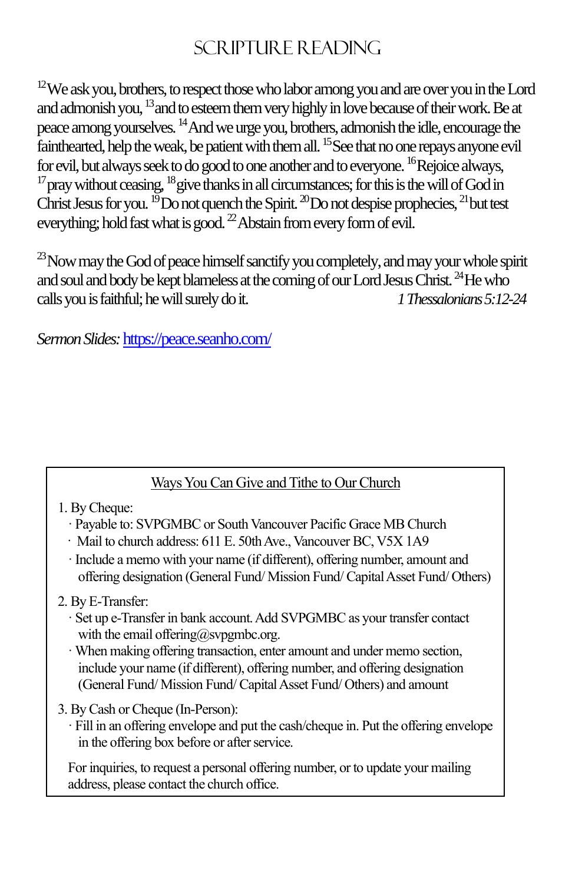# SCRIPTURE READING

[12] We ask you, brothers, to respect those who labor among you and are over you in the Lord and admonish you, [13] and to esteem them very highly in love because of their work. Be at peace among yourselves. [14] And we urge you, brothers, admonish the idle, encourage the fainthearted, help the weak, be patient with them all. [15] See that no one repays anyone evil for evil, but always seek to do good to one another and to everyone. [16] Rejoice always, [17] pray without ceasing, [18] give thanks in all circumstances; for this is the will of God in Christ Jesus for you. [19] Do not quench the Spirit. [20] Do not despise prophecies, [21] but test everything; hold fast what is good. [22] Abstain from every form of evil.

[23] Now may the God of peace himself sanctify you completely, and may your whole spirit and soul and body be kept blameless at the coming of our Lord Jesus Christ. [24] He who calls you is faithful; he will surely do it. *1 Thessalonians 5:12-24*

*Sermon Slides:* https://peace.seanho.com/

## Ways You Can Give and Tithe to Our Church

1. By Cheque:
   · Payable to: SVPGMBC or South Vancouver Pacific Grace MB Church
   · Mail to church address: 611 E. 50th Ave., Vancouver BC, V5X 1A9
   · Include a memo with your name (if different), offering number, amount and offering designation (General Fund/ Mission Fund/ Capital Asset Fund/ Others)

2. By E-Transfer:
   · Set up e-Transfer in bank account. Add SVPGMBC as your transfer contact with the email offering@svpgmbc.org.
   · When making offering transaction, enter amount and under memo section, include your name (if different), offering number, and offering designation (General Fund/ Mission Fund/ Capital Asset Fund/ Others) and amount

3. By Cash or Cheque (In-Person):
   · Fill in an offering envelope and put the cash/cheque in. Put the offering envelope in the offering box before or after service.

For inquiries, to request a personal offering number, or to update your mailing address, please contact the church office.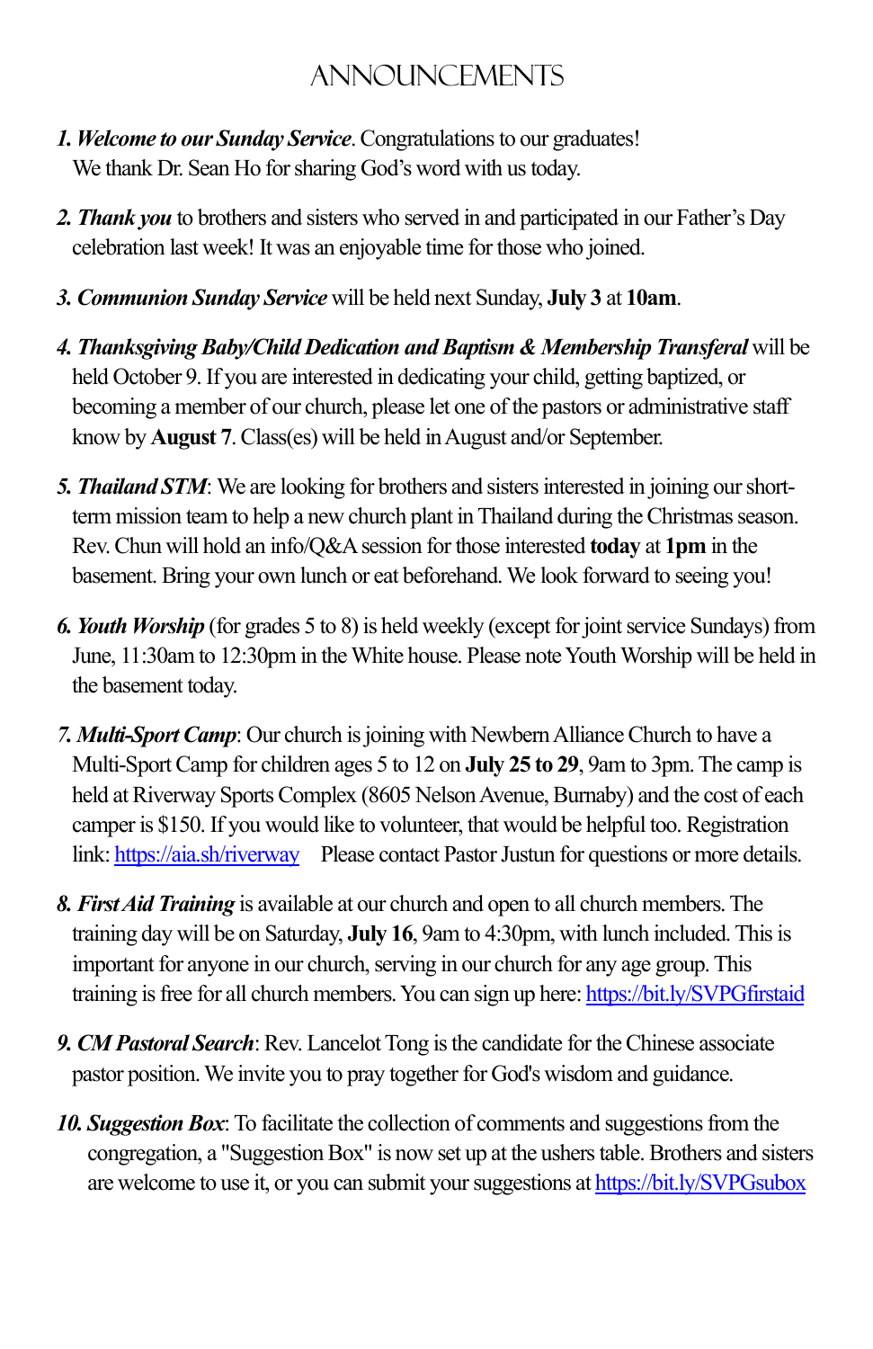# ANNOUNCEMENTS

1. ***Welcome to our Sunday Service***. Congratulations to our graduates! We thank Dr. Sean Ho for sharing God's word with us today.

2. ***Thank you*** to brothers and sisters who served in and participated in our Father's Day celebration last week! It was an enjoyable time for those who joined.

3. ***Communion Sunday Service*** will be held next Sunday, **July 3** at **10am**.

4. ***Thanksgiving Baby/Child Dedication and Baptism & Membership Transferal*** will be held October 9. If you are interested in dedicating your child, getting baptized, or becoming a member of our church, please let one of the pastors or administrative staff know by **August 7**. Class(es) will be held in August and/or September.

5. ***Thailand STM***: We are looking for brothers and sisters interested in joining our short-term mission team to help a new church plant in Thailand during the Christmas season. Rev. Chun will hold an info/Q&A session for those interested **today** at **1pm** in the basement. Bring your own lunch or eat beforehand. We look forward to seeing you!

6. ***Youth Worship*** (for grades 5 to 8) is held weekly (except for joint service Sundays) from June, 11:30am to 12:30pm in the White house. Please note Youth Worship will be held in the basement today.

7. ***Multi-Sport Camp***: Our church is joining with Newbern Alliance Church to have a Multi-Sport Camp for children ages 5 to 12 on **July 25 to 29**, 9am to 3pm. The camp is held at Riverway Sports Complex (8605 Nelson Avenue, Burnaby) and the cost of each camper is $150. If you would like to volunteer, that would be helpful too. Registration link: [https://aia.sh/riverway](https://aia.sh/riverway) Please contact Pastor Justun for questions or more details.

8. ***First Aid Training*** is available at our church and open to all church members. The training day will be on Saturday, **July 16**, 9am to 4:30pm, with lunch included. This is important for anyone in our church, serving in our church for any age group. This training is free for all church members. You can sign up here: [https://bit.ly/SVPGfirstaid](https://bit.ly/SVPGfirstaid)

9. ***CM Pastoral Search***: Rev. Lancelot Tong is the candidate for the Chinese associate pastor position. We invite you to pray together for God's wisdom and guidance.

10. ***Suggestion Box***: To facilitate the collection of comments and suggestions from the congregation, a "Suggestion Box" is now set up at the ushers table. Brothers and sisters are welcome to use it, or you can submit your suggestions at [https://bit.ly/SVPGsubox](https://bit.ly/SVPGsubox)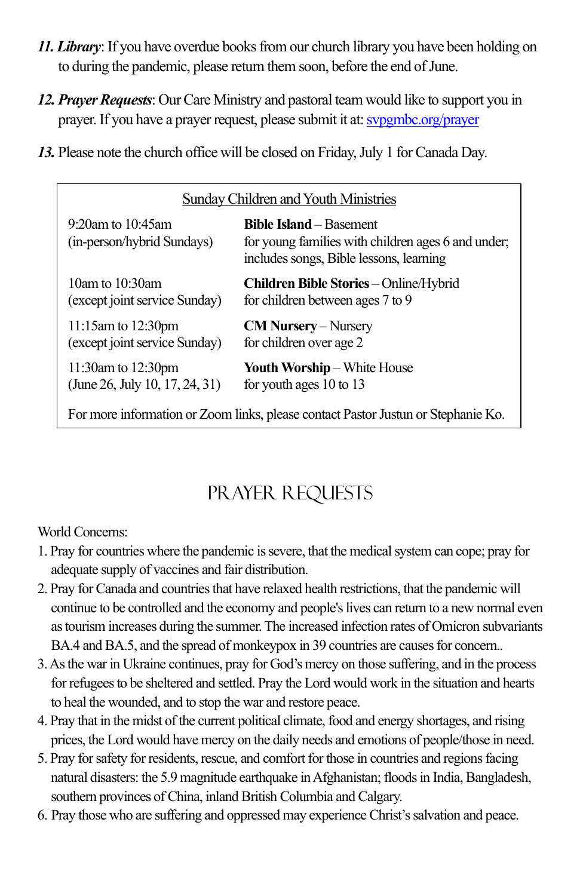11. ***Library***: If you have overdue books from our church library you have been holding on to during the pandemic, please return them soon, before the end of June.

12. ***Prayer Requests***: Our Care Ministry and pastoral team would like to support you in prayer. If you have a prayer request, please submit it at: [svpgmbc.org/prayer](svpgmbc.org/prayer)

***13.*** Please note the church office will be closed on Friday, July 1 for Canada Day.

| Sunday Children and Youth Ministries | |
|---|---|
| 9:20am to 10:45am (in-person/hybrid Sundays) | **Bible Island** – Basement for young families with children ages 6 and under; includes songs, Bible lessons, learning |
| 10am to 10:30am (except joint service Sunday) | **Children Bible Stories** – Online/Hybrid for children between ages 7 to 9 |
| 11:15am to 12:30pm (except joint service Sunday) | **CM Nursery** – Nursery for children over age 2 |
| 11:30am to 12:30pm (June 26, July 10, 17, 24, 31) | **Youth Worship** – White House for youth ages 10 to 13 |

For more information or Zoom links, please contact Pastor Justun or Stephanie Ko.

# PRAYER REQUESTS

World Concerns:

1. Pray for countries where the pandemic is severe, that the medical system can cope; pray for adequate supply of vaccines and fair distribution.
2. Pray for Canada and countries that have relaxed health restrictions, that the pandemic will continue to be controlled and the economy and people's lives can return to a new normal even as tourism increases during the summer. The increased infection rates of Omicron subvariants BA.4 and BA.5, and the spread of monkeypox in 39 countries are causes for concern..
3. As the war in Ukraine continues, pray for God's mercy on those suffering, and in the process for refugees to be sheltered and settled. Pray the Lord would work in the situation and hearts to heal the wounded, and to stop the war and restore peace.
4. Pray that in the midst of the current political climate, food and energy shortages, and rising prices, the Lord would have mercy on the daily needs and emotions of people/those in need.
5. Pray for safety for residents, rescue, and comfort for those in countries and regions facing natural disasters: the 5.9 magnitude earthquake in Afghanistan; floods in India, Bangladesh, southern provinces of China, inland British Columbia and Calgary.
6. Pray those who are suffering and oppressed may experience Christ's salvation and peace.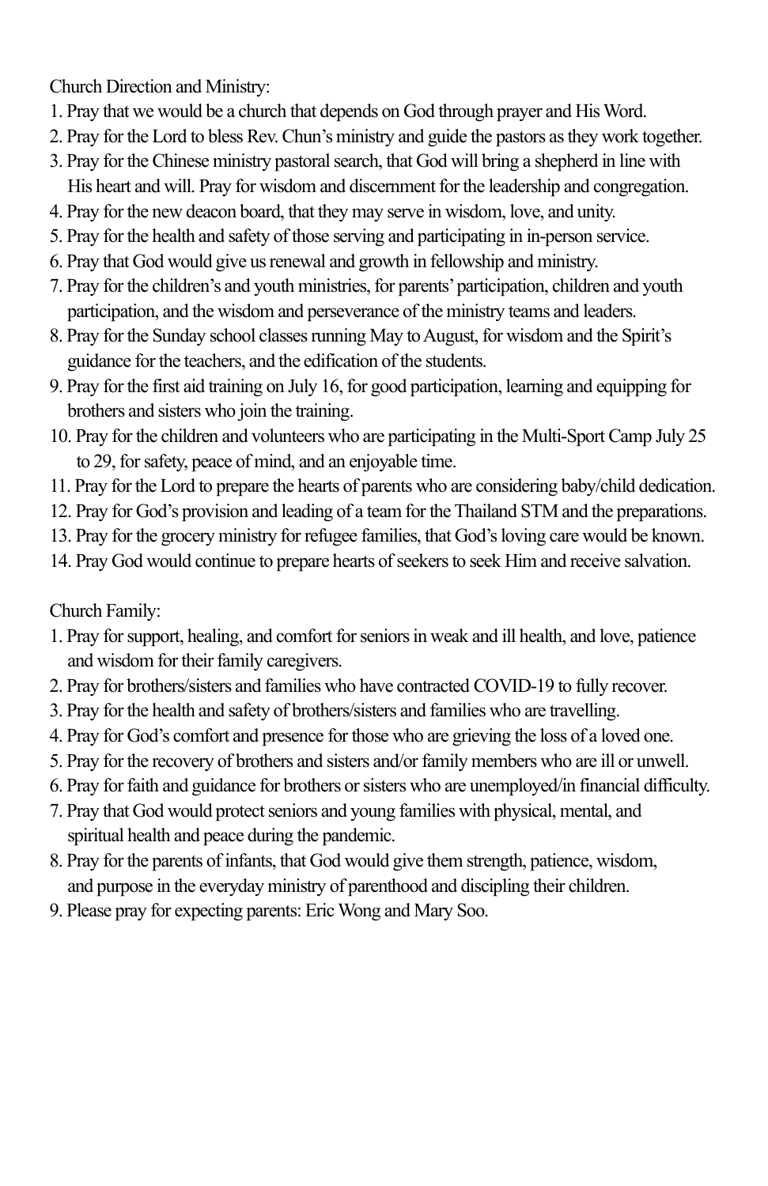Church Direction and Ministry:

1. Pray that we would be a church that depends on God through prayer and His Word.
2. Pray for the Lord to bless Rev. Chun's ministry and guide the pastors as they work together.
3. Pray for the Chinese ministry pastoral search, that God will bring a shepherd in line with His heart and will. Pray for wisdom and discernment for the leadership and congregation.
4. Pray for the new deacon board, that they may serve in wisdom, love, and unity.
5. Pray for the health and safety of those serving and participating in in-person service.
6. Pray that God would give us renewal and growth in fellowship and ministry.
7. Pray for the children's and youth ministries, for parents' participation, children and youth participation, and the wisdom and perseverance of the ministry teams and leaders.
8. Pray for the Sunday school classes running May to August, for wisdom and the Spirit's guidance for the teachers, and the edification of the students.
9. Pray for the first aid training on July 16, for good participation, learning and equipping for brothers and sisters who join the training.
10. Pray for the children and volunteers who are participating in the Multi-Sport Camp July 25 to 29, for safety, peace of mind, and an enjoyable time.
11. Pray for the Lord to prepare the hearts of parents who are considering baby/child dedication.
12. Pray for God's provision and leading of a team for the Thailand STM and the preparations.
13. Pray for the grocery ministry for refugee families, that God's loving care would be known.
14. Pray God would continue to prepare hearts of seekers to seek Him and receive salvation.

Church Family:

1. Pray for support, healing, and comfort for seniors in weak and ill health, and love, patience and wisdom for their family caregivers.
2. Pray for brothers/sisters and families who have contracted COVID-19 to fully recover.
3. Pray for the health and safety of brothers/sisters and families who are travelling.
4. Pray for God's comfort and presence for those who are grieving the loss of a loved one.
5. Pray for the recovery of brothers and sisters and/or family members who are ill or unwell.
6. Pray for faith and guidance for brothers or sisters who are unemployed/in financial difficulty.
7. Pray that God would protect seniors and young families with physical, mental, and spiritual health and peace during the pandemic.
8. Pray for the parents of infants, that God would give them strength, patience, wisdom, and purpose in the everyday ministry of parenthood and discipling their children.
9. Please pray for expecting parents: Eric Wong and Mary Soo.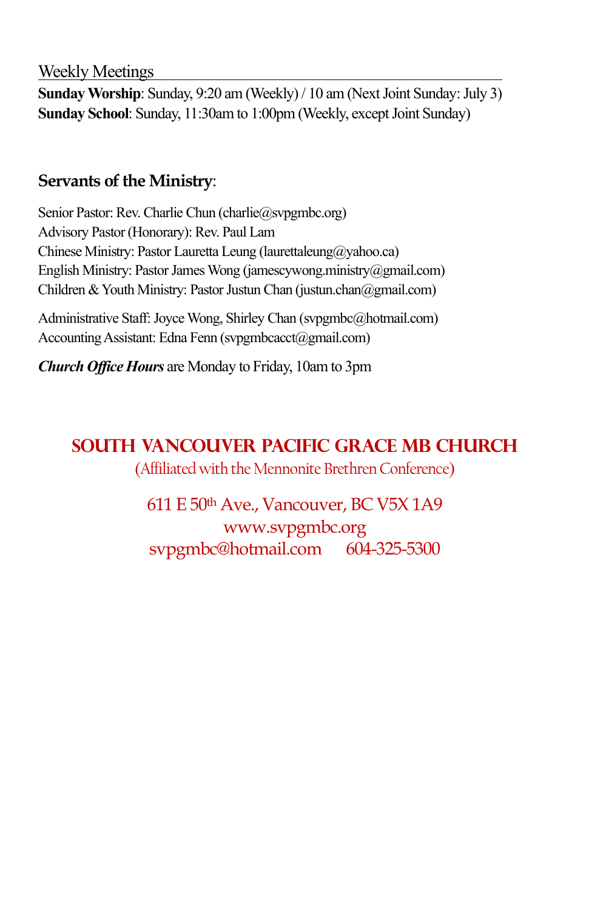## Weekly Meetings

**Sunday Worship**: Sunday, 9:20 am (Weekly) / 10 am (Next Joint Sunday: July 3)
**Sunday School**: Sunday, 11:30am to 1:00pm (Weekly, except Joint Sunday)

## Servants of the Ministry:

Senior Pastor: Rev. Charlie Chun (charlie@svpgmbc.org)
Advisory Pastor (Honorary): Rev. Paul Lam
Chinese Ministry: Pastor Lauretta Leung (laurettaleung@yahoo.ca)
English Ministry: Pastor James Wong (jamescywong.ministry@gmail.com)
Children & Youth Ministry: Pastor Justun Chan (justun.chan@gmail.com)

Administrative Staff: Joyce Wong, Shirley Chan (svpgmbc@hotmail.com)
Accounting Assistant: Edna Fenn (svpgmbcacct@gmail.com)

***Church Office Hours*** are Monday to Friday, 10am to 3pm

# SOUTH VANCOUVER PACIFIC GRACE MB CHURCH

(Affiliated with the Mennonite Brethren Conference)

611 E 50th Ave., Vancouver, BC V5X 1A9
www.svpgmbc.org
svpgmbc@hotmail.com 604-325-5300